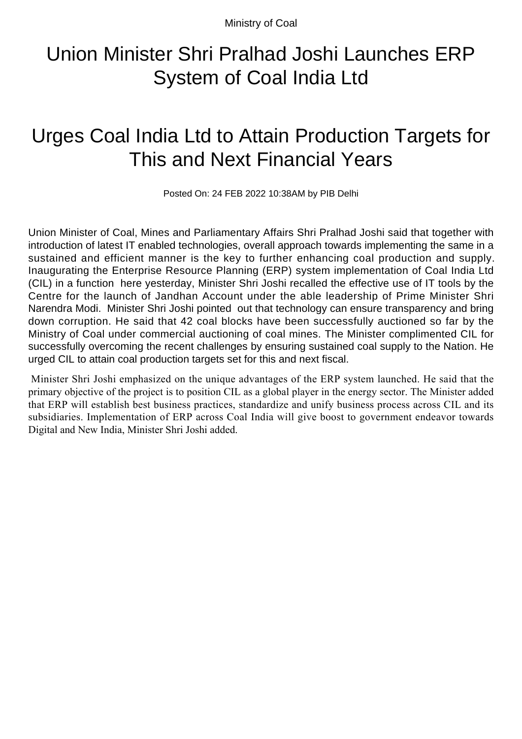Ministry of Coal

# Union Minister Shri Pralhad Joshi Launches ERP System of Coal India Ltd

# Urges Coal India Ltd to Attain Production Targets for This and Next Financial Years

Posted On: 24 FEB 2022 10:38AM by PIB Delhi

Union Minister of Coal, Mines and Parliamentary Affairs Shri Pralhad Joshi said that together with introduction of latest IT enabled technologies, overall approach towards implementing the same in a sustained and efficient manner is the key to further enhancing coal production and supply. Inaugurating the Enterprise Resource Planning (ERP) system implementation of Coal India Ltd (CIL) in a function here yesterday, Minister Shri Joshi recalled the effective use of IT tools by the Centre for the launch of Jandhan Account under the able leadership of Prime Minister Shri Narendra Modi. Minister Shri Joshi pointed out that technology can ensure transparency and bring down corruption. He said that 42 coal blocks have been successfully auctioned so far by the Ministry of Coal under commercial auctioning of coal mines. The Minister complimented CIL for successfully overcoming the recent challenges by ensuring sustained coal supply to the Nation. He urged CIL to attain coal production targets set for this and next fiscal.

Minister Shri Joshi emphasized on the unique advantages of the ERP system launched. He said that the primary objective of the project is to position CIL as a global player in the energy sector. The Minister added that ERP will establish best business practices, standardize and unify business process across CIL and its subsidiaries. Implementation of ERP across Coal India will give boost to government endeavor towards Digital and New India, Minister Shri Joshi added.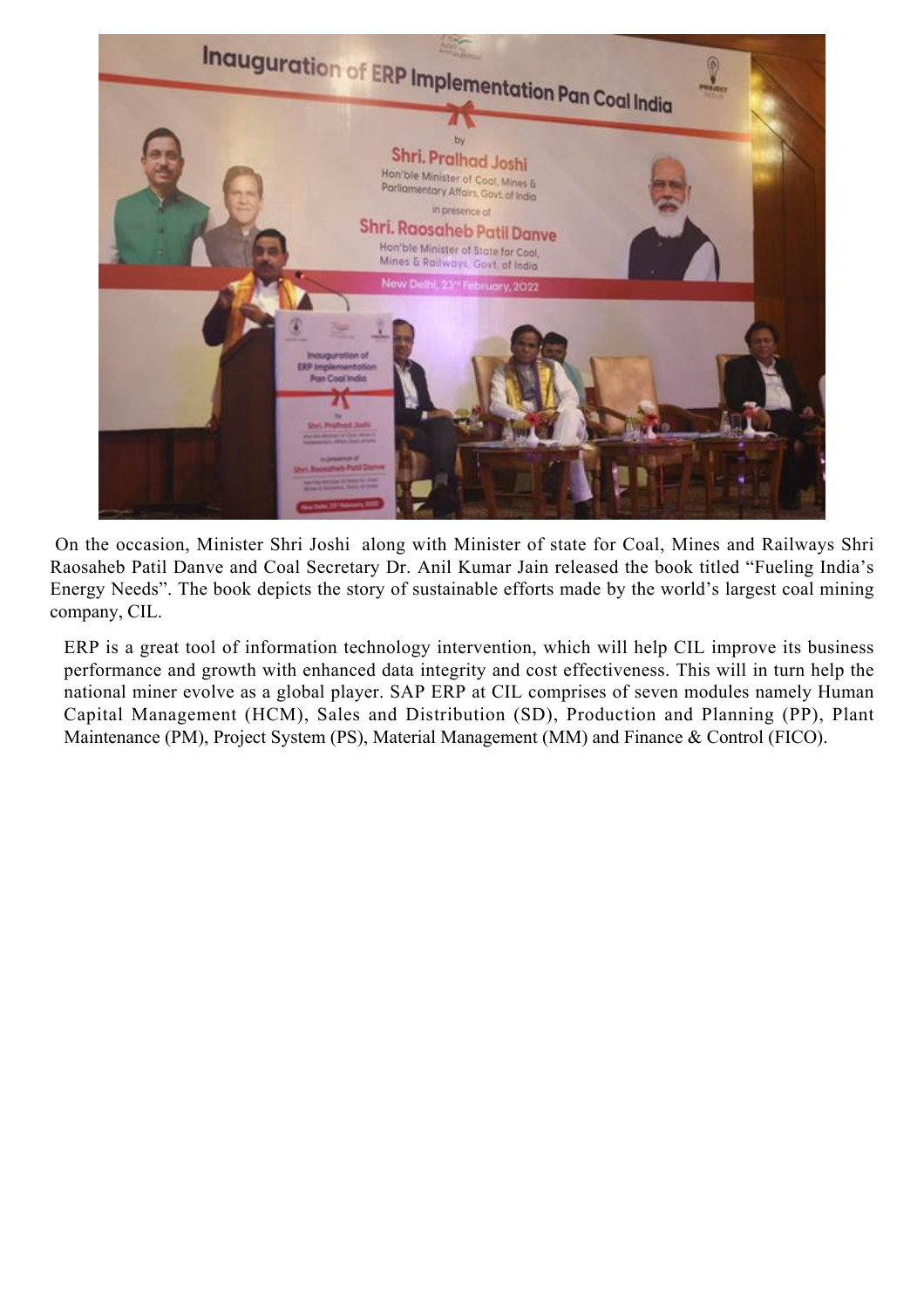On the occasion, Minister Shri Joshi along with Minister of state for Coal, Mines and Railways Shri Raosaheb Patil Danve and Coal Secretary Dr. Anil Kumar Jain released the book titled "Fueling India's Energy Needs". The book depicts the story of sustainable efforts made by the world's largest coal mining company, CIL.

ERP is a great tool of information technology intervention, which will help CIL improve its business performance and growth with enhanced data integrity and cost effectiveness. This will in turn help the national miner evolve as a global player. SAP ERP at CIL comprises of seven modules namely Human Capital Management (HCM), Sales and Distribution (SD), Production and Planning (PP), Plant Maintenance (PM), Project System (PS), Material Management (MM) and Finance & Control (FICO).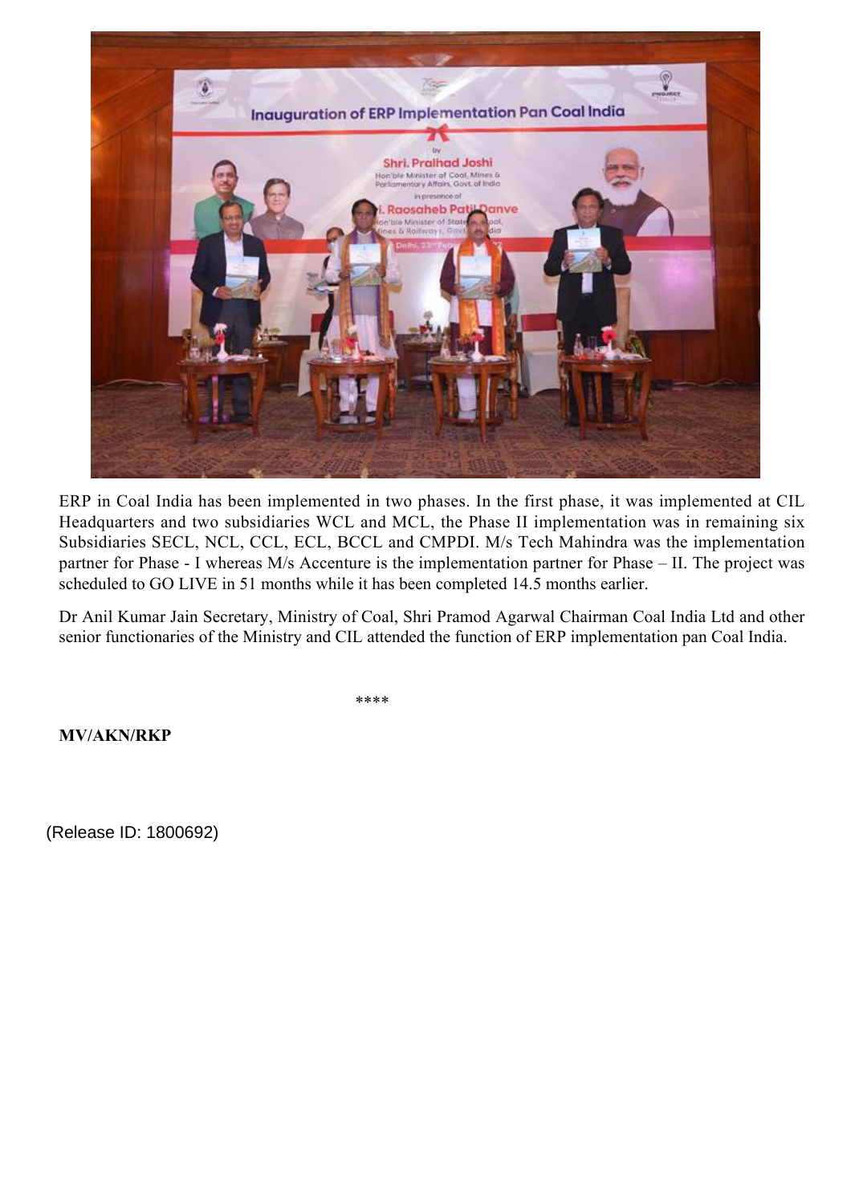ERP in Coal India has been implemented in two phases. In the first phase, it was implemented at CIL Headquarters and two subsidiaries WCL and MCL, the Phase II implementation was in remaining six Subsidiaries SECL, NCL, CCL, ECL, BCCL and CMPDI. M/s Tech Mahindra was the implementation partner for Phase - I whereas M/s Accenture is the implementation partner for Phase – II. The project was scheduled to GO LIVE in 51 months while it has been completed 14.5 months earlier.

Dr Anil Kumar Jain Secretary, Ministry of Coal, Shri Pramod Agarwal Chairman Coal India Ltd and other senior functionaries of the Ministry and CIL attended the function of ERP implementation pan Coal India.

****

**MV/AKN/RKP**

(Release ID: 1800692)